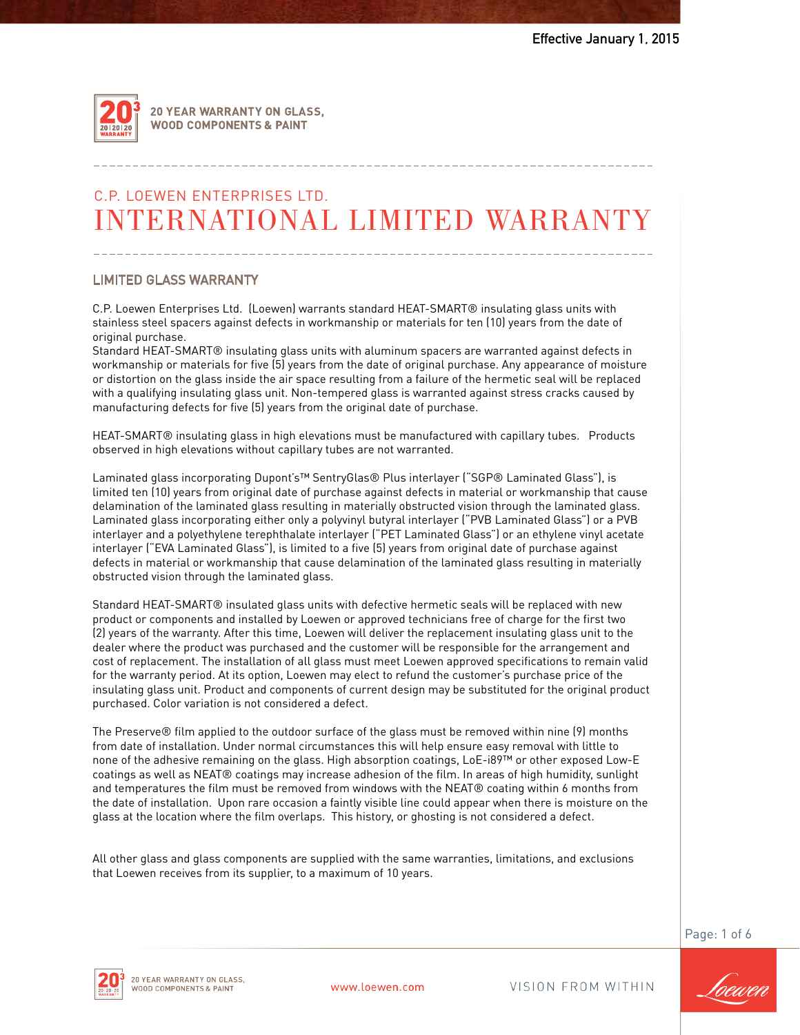Effective January 1, 2015

20 YEAR WARRANTY ON GLASS, WOOD COMPONENTS & PAINT

C.P. LOEWEN ENTERPRISES LTD.

# INTERNATIONAL LIMITED WARRANTY

## LIMITED GLASS WARRANTY

C.P. Loewen Enterprises Ltd. (Loewen) warrants standard HEAT-SMART® insulating glass units with stainless steel spacers against defects in workmanship or materials for ten (10) years from the date of original purchase.
Standard HEAT-SMART® insulating glass units with aluminum spacers are warranted against defects in workmanship or materials for five (5) years from the date of original purchase. Any appearance of moisture or distortion on the glass inside the air space resulting from a failure of the hermetic seal will be replaced with a qualifying insulating glass unit. Non-tempered glass is warranted against stress cracks caused by manufacturing defects for five (5) years from the original date of purchase.

HEAT-SMART® insulating glass in high elevations must be manufactured with capillary tubes. Products observed in high elevations without capillary tubes are not warranted.

Laminated glass incorporating Dupont's™ SentryGlas® Plus interlayer ("SGP® Laminated Glass"), is limited ten (10) years from original date of purchase against defects in material or workmanship that cause delamination of the laminated glass resulting in materially obstructed vision through the laminated glass. Laminated glass incorporating either only a polyvinyl butyral interlayer ("PVB Laminated Glass") or a PVB interlayer and a polyethylene terephthalate interlayer ("PET Laminated Glass") or an ethylene vinyl acetate interlayer ("EVA Laminated Glass"), is limited to a five (5) years from original date of purchase against defects in material or workmanship that cause delamination of the laminated glass resulting in materially obstructed vision through the laminated glass.

Standard HEAT-SMART® insulated glass units with defective hermetic seals will be replaced with new product or components and installed by Loewen or approved technicians free of charge for the first two (2) years of the warranty. After this time, Loewen will deliver the replacement insulating glass unit to the dealer where the product was purchased and the customer will be responsible for the arrangement and cost of replacement. The installation of all glass must meet Loewen approved specifications to remain valid for the warranty period. At its option, Loewen may elect to refund the customer's purchase price of the insulating glass unit. Product and components of current design may be substituted for the original product purchased. Color variation is not considered a defect.

The Preserve® film applied to the outdoor surface of the glass must be removed within nine (9) months from date of installation. Under normal circumstances this will help ensure easy removal with little to none of the adhesive remaining on the glass. High absorption coatings, LoE-i89™ or other exposed Low-E coatings as well as NEAT® coatings may increase adhesion of the film. In areas of high humidity, sunlight and temperatures the film must be removed from windows with the NEAT® coating within 6 months from the date of installation. Upon rare occasion a faintly visible line could appear when there is moisture on the glass at the location where the film overlaps. This history, or ghosting is not considered a defect.

All other glass and glass components are supplied with the same warranties, limitations, and exclusions that Loewen receives from its supplier, to a maximum of 10 years.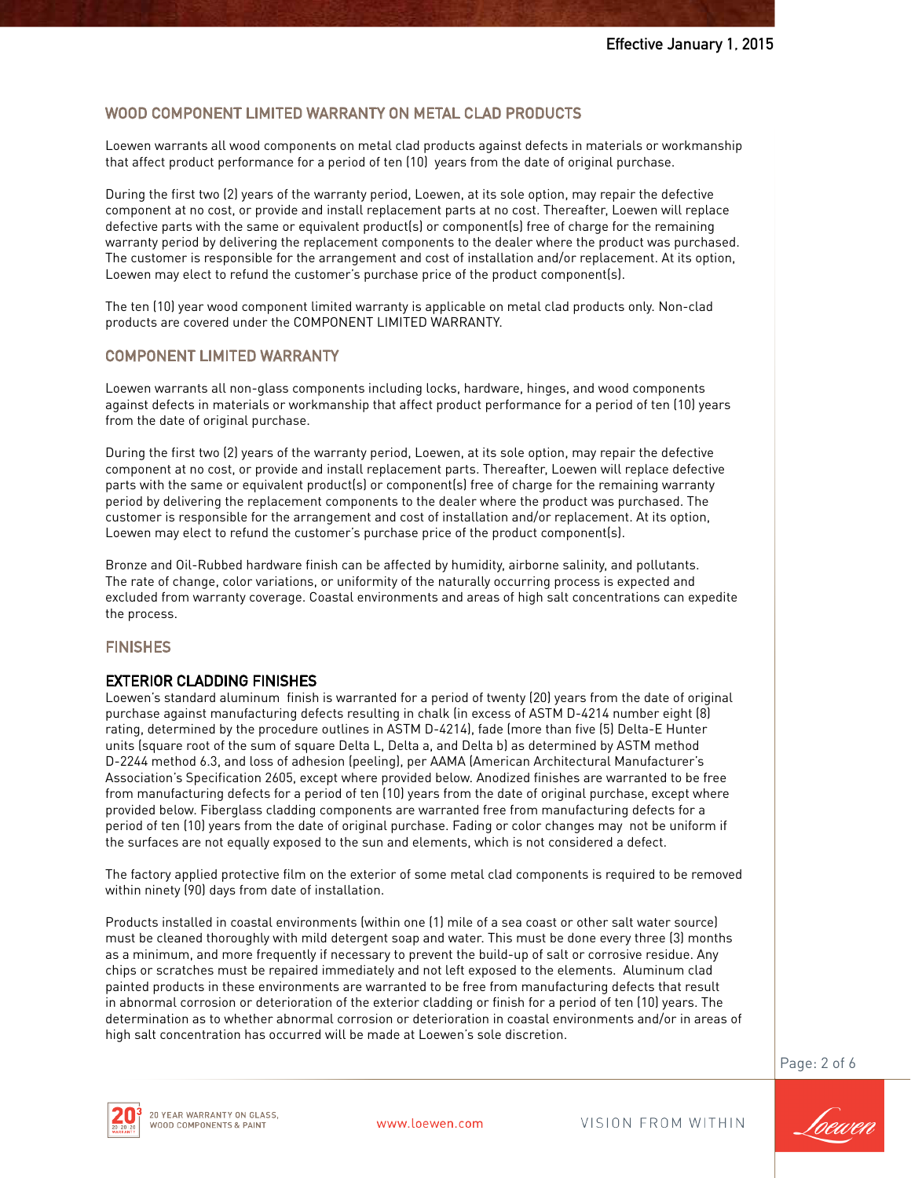## WOOD COMPONENT LIMITED WARRANTY ON METAL CLAD PRODUCTS

Loewen warrants all wood components on metal clad products against defects in materials or workmanship that affect product performance for a period of ten (10) years from the date of original purchase.

During the first two (2) years of the warranty period, Loewen, at its sole option, may repair the defective component at no cost, or provide and install replacement parts at no cost. Thereafter, Loewen will replace defective parts with the same or equivalent product(s) or component(s) free of charge for the remaining warranty period by delivering the replacement components to the dealer where the product was purchased. The customer is responsible for the arrangement and cost of installation and/or replacement. At its option, Loewen may elect to refund the customer's purchase price of the product component(s).

The ten (10) year wood component limited warranty is applicable on metal clad products only. Non-clad products are covered under the COMPONENT LIMITED WARRANTY.

## COMPONENT LIMITED WARRANTY

Loewen warrants all non-glass components including locks, hardware, hinges, and wood components against defects in materials or workmanship that affect product performance for a period of ten (10) years from the date of original purchase.

During the first two (2) years of the warranty period, Loewen, at its sole option, may repair the defective component at no cost, or provide and install replacement parts. Thereafter, Loewen will replace defective parts with the same or equivalent product(s) or component(s) free of charge for the remaining warranty period by delivering the replacement components to the dealer where the product was purchased. The customer is responsible for the arrangement and cost of installation and/or replacement. At its option, Loewen may elect to refund the customer's purchase price of the product component(s).

Bronze and Oil-Rubbed hardware finish can be affected by humidity, airborne salinity, and pollutants. The rate of change, color variations, or uniformity of the naturally occurring process is expected and excluded from warranty coverage. Coastal environments and areas of high salt concentrations can expedite the process.

## FINISHES

### EXTERIOR CLADDING FINISHES

Loewen's standard aluminum finish is warranted for a period of twenty (20) years from the date of original purchase against manufacturing defects resulting in chalk (in excess of ASTM D-4214 number eight (8) rating, determined by the procedure outlines in ASTM D-4214), fade (more than five (5) Delta-E Hunter units (square root of the sum of square Delta L, Delta a, and Delta b) as determined by ASTM method D-2244 method 6.3, and loss of adhesion (peeling), per AAMA (American Architectural Manufacturer's Association's Specification 2605, except where provided below. Anodized finishes are warranted to be free from manufacturing defects for a period of ten (10) years from the date of original purchase, except where provided below. Fiberglass cladding components are warranted free from manufacturing defects for a period of ten (10) years from the date of original purchase. Fading or color changes may not be uniform if the surfaces are not equally exposed to the sun and elements, which is not considered a defect.

The factory applied protective film on the exterior of some metal clad components is required to be removed within ninety (90) days from date of installation.

Products installed in coastal environments (within one (1) mile of a sea coast or other salt water source) must be cleaned thoroughly with mild detergent soap and water. This must be done every three (3) months as a minimum, and more frequently if necessary to prevent the build-up of salt or corrosive residue. Any chips or scratches must be repaired immediately and not left exposed to the elements. Aluminum clad painted products in these environments are warranted to be free from manufacturing defects that result in abnormal corrosion or deterioration of the exterior cladding or finish for a period of ten (10) years. The determination as to whether abnormal corrosion or deterioration in coastal environments and/or in areas of high salt concentration has occurred will be made at Loewen's sole discretion.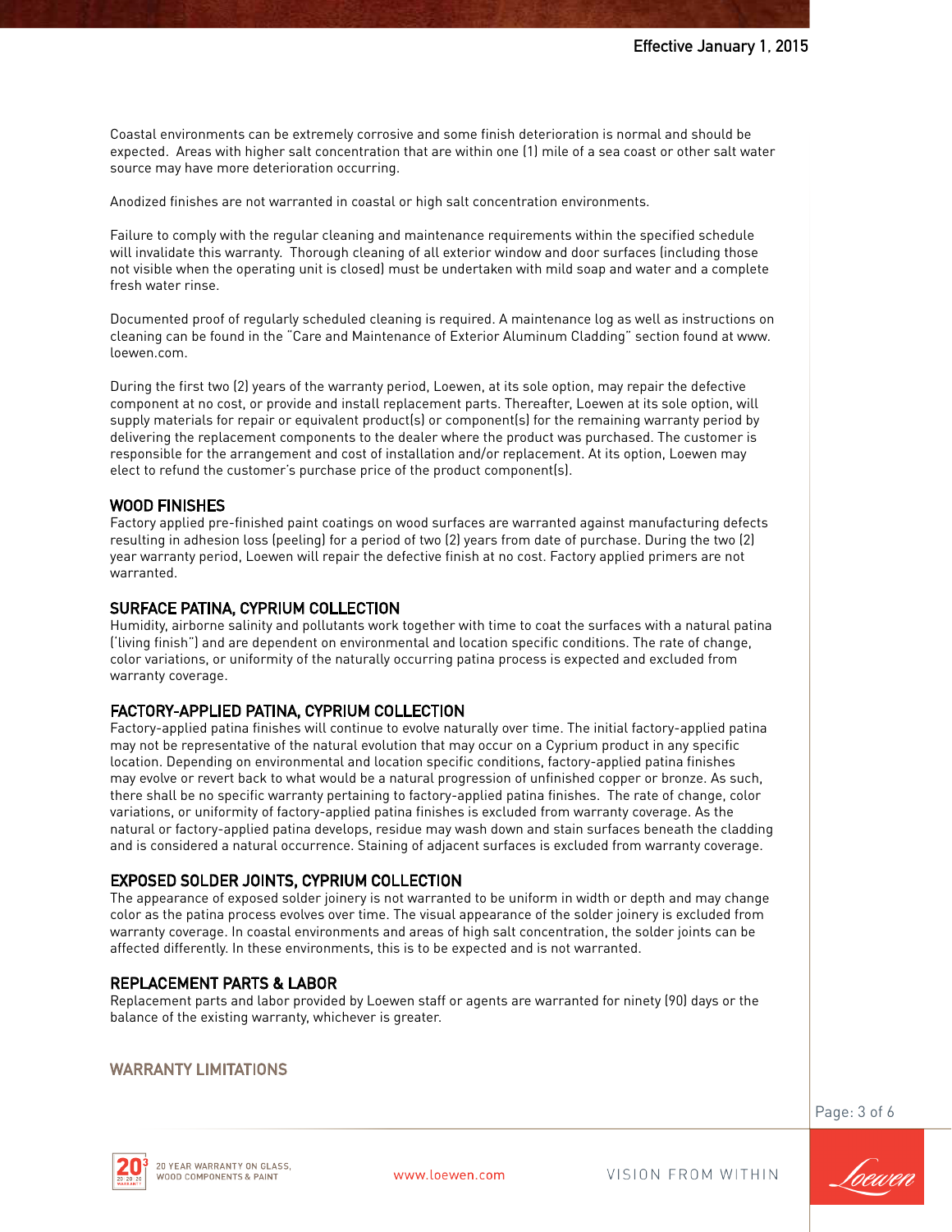Coastal environments can be extremely corrosive and some finish deterioration is normal and should be expected. Areas with higher salt concentration that are within one (1) mile of a sea coast or other salt water source may have more deterioration occurring.

Anodized finishes are not warranted in coastal or high salt concentration environments.

Failure to comply with the regular cleaning and maintenance requirements within the specified schedule will invalidate this warranty. Thorough cleaning of all exterior window and door surfaces (including those not visible when the operating unit is closed) must be undertaken with mild soap and water and a complete fresh water rinse.

Documented proof of regularly scheduled cleaning is required. A maintenance log as well as instructions on cleaning can be found in the "Care and Maintenance of Exterior Aluminum Cladding" section found at www.loewen.com.

During the first two (2) years of the warranty period, Loewen, at its sole option, may repair the defective component at no cost, or provide and install replacement parts. Thereafter, Loewen at its sole option, will supply materials for repair or equivalent product(s) or component(s) for the remaining warranty period by delivering the replacement components to the dealer where the product was purchased. The customer is responsible for the arrangement and cost of installation and/or replacement. At its option, Loewen may elect to refund the customer's purchase price of the product component(s).

### WOOD FINISHES

Factory applied pre-finished paint coatings on wood surfaces are warranted against manufacturing defects resulting in adhesion loss (peeling) for a period of two (2) years from date of purchase. During the two (2) year warranty period, Loewen will repair the defective finish at no cost. Factory applied primers are not warranted.

### SURFACE PATINA, CYPRIUM COLLECTION

Humidity, airborne salinity and pollutants work together with time to coat the surfaces with a natural patina ('living finish") and are dependent on environmental and location specific conditions. The rate of change, color variations, or uniformity of the naturally occurring patina process is expected and excluded from warranty coverage.

### FACTORY-APPLIED PATINA, CYPRIUM COLLECTION

Factory-applied patina finishes will continue to evolve naturally over time. The initial factory-applied patina may not be representative of the natural evolution that may occur on a Cyprium product in any specific location. Depending on environmental and location specific conditions, factory-applied patina finishes may evolve or revert back to what would be a natural progression of unfinished copper or bronze. As such, there shall be no specific warranty pertaining to factory-applied patina finishes. The rate of change, color variations, or uniformity of factory-applied patina finishes is excluded from warranty coverage. As the natural or factory-applied patina develops, residue may wash down and stain surfaces beneath the cladding and is considered a natural occurrence. Staining of adjacent surfaces is excluded from warranty coverage.

### EXPOSED SOLDER JOINTS, CYPRIUM COLLECTION

The appearance of exposed solder joinery is not warranted to be uniform in width or depth and may change color as the patina process evolves over time. The visual appearance of the solder joinery is excluded from warranty coverage. In coastal environments and areas of high salt concentration, the solder joints can be affected differently. In these environments, this is to be expected and is not warranted.

### REPLACEMENT PARTS & LABOR

Replacement parts and labor provided by Loewen staff or agents are warranted for ninety (90) days or the balance of the existing warranty, whichever is greater.

## WARRANTY LIMITATIONS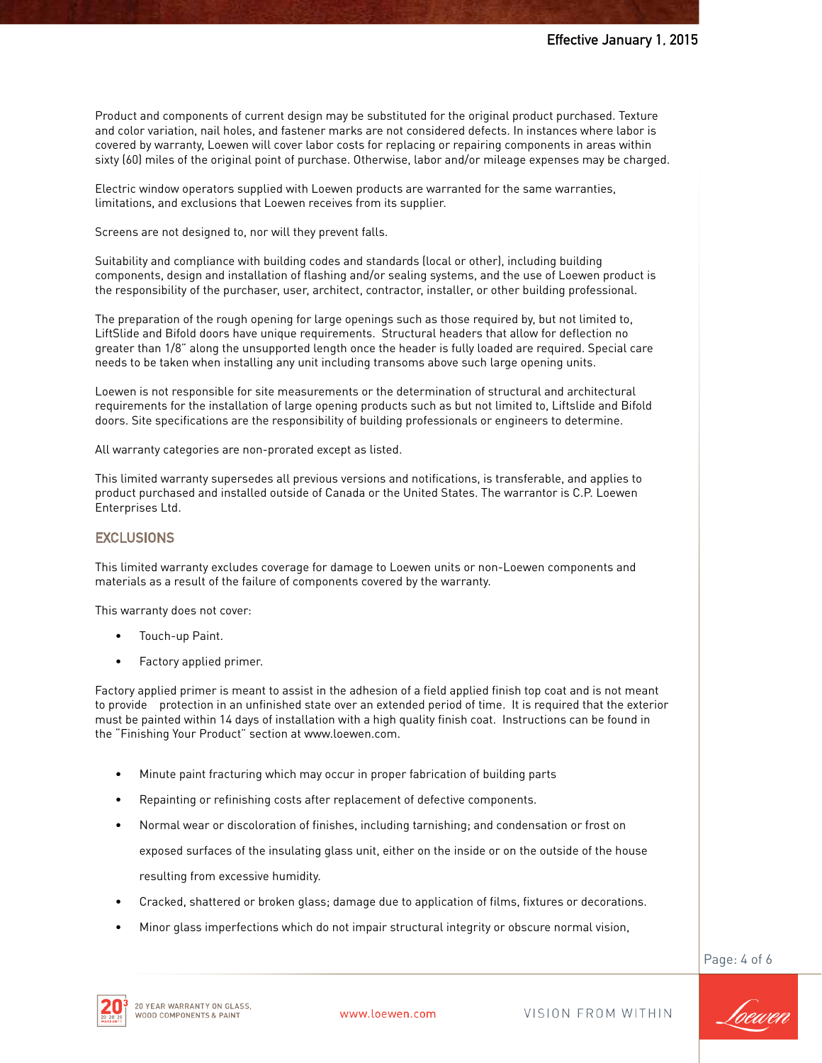Product and components of current design may be substituted for the original product purchased. Texture and color variation, nail holes, and fastener marks are not considered defects. In instances where labor is covered by warranty, Loewen will cover labor costs for replacing or repairing components in areas within sixty (60) miles of the original point of purchase. Otherwise, labor and/or mileage expenses may be charged.

Electric window operators supplied with Loewen products are warranted for the same warranties, limitations, and exclusions that Loewen receives from its supplier.

Screens are not designed to, nor will they prevent falls.

Suitability and compliance with building codes and standards (local or other), including building components, design and installation of flashing and/or sealing systems, and the use of Loewen product is the responsibility of the purchaser, user, architect, contractor, installer, or other building professional.

The preparation of the rough opening for large openings such as those required by, but not limited to, LiftSlide and Bifold doors have unique requirements. Structural headers that allow for deflection no greater than 1/8" along the unsupported length once the header is fully loaded are required. Special care needs to be taken when installing any unit including transoms above such large opening units.

Loewen is not responsible for site measurements or the determination of structural and architectural requirements for the installation of large opening products such as but not limited to, Liftslide and Bifold doors. Site specifications are the responsibility of building professionals or engineers to determine.

All warranty categories are non-prorated except as listed.

This limited warranty supersedes all previous versions and notifications, is transferable, and applies to product purchased and installed outside of Canada or the United States. The warrantor is C.P. Loewen Enterprises Ltd.

## EXCLUSIONS

This limited warranty excludes coverage for damage to Loewen units or non-Loewen components and materials as a result of the failure of components covered by the warranty.

This warranty does not cover:

- Touch-up Paint.
- Factory applied primer.

Factory applied primer is meant to assist in the adhesion of a field applied finish top coat and is not meant to provide protection in an unfinished state over an extended period of time. It is required that the exterior must be painted within 14 days of installation with a high quality finish coat. Instructions can be found in the "Finishing Your Product" section at www.loewen.com.

- Minute paint fracturing which may occur in proper fabrication of building parts
- Repainting or refinishing costs after replacement of defective components.
- Normal wear or discoloration of finishes, including tarnishing; and condensation or frost on exposed surfaces of the insulating glass unit, either on the inside or on the outside of the house resulting from excessive humidity.
- Cracked, shattered or broken glass; damage due to application of films, fixtures or decorations.
- Minor glass imperfections which do not impair structural integrity or obscure normal vision,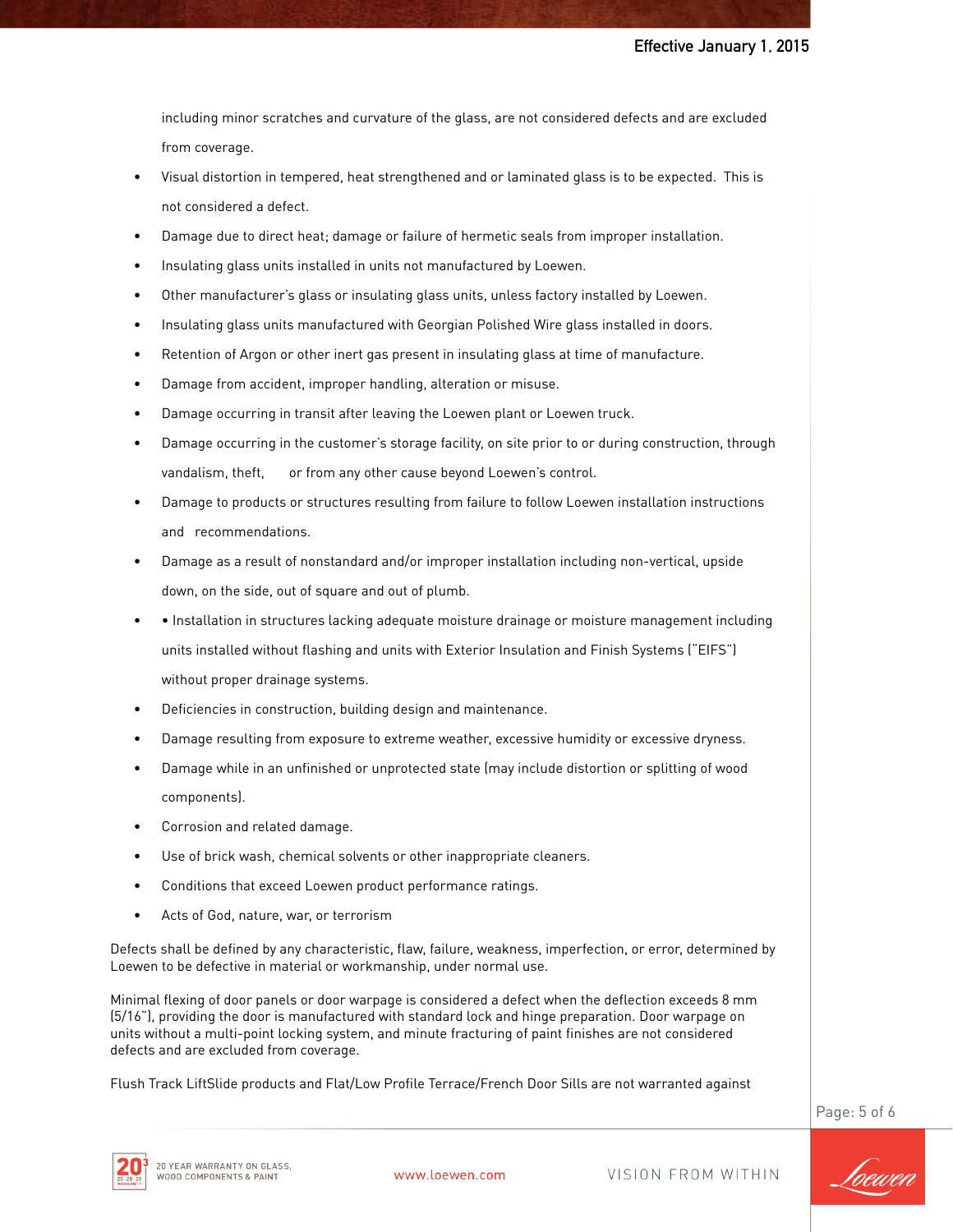including minor scratches and curvature of the glass, are not considered defects and are excluded from coverage.

- Visual distortion in tempered, heat strengthened and or laminated glass is to be expected. This is not considered a defect.
- Damage due to direct heat; damage or failure of hermetic seals from improper installation.
- Insulating glass units installed in units not manufactured by Loewen.
- Other manufacturer's glass or insulating glass units, unless factory installed by Loewen.
- Insulating glass units manufactured with Georgian Polished Wire glass installed in doors.
- Retention of Argon or other inert gas present in insulating glass at time of manufacture.
- Damage from accident, improper handling, alteration or misuse.
- Damage occurring in transit after leaving the Loewen plant or Loewen truck.
- Damage occurring in the customer's storage facility, on site prior to or during construction, through vandalism, theft, or from any other cause beyond Loewen's control.
- Damage to products or structures resulting from failure to follow Loewen installation instructions and recommendations.
- Damage as a result of nonstandard and/or improper installation including non-vertical, upside down, on the side, out of square and out of plumb.
- • Installation in structures lacking adequate moisture drainage or moisture management including units installed without flashing and units with Exterior Insulation and Finish Systems ("EIFS") without proper drainage systems.
- Deficiencies in construction, building design and maintenance.
- Damage resulting from exposure to extreme weather, excessive humidity or excessive dryness.
- Damage while in an unfinished or unprotected state (may include distortion or splitting of wood components).
- Corrosion and related damage.
- Use of brick wash, chemical solvents or other inappropriate cleaners.
- Conditions that exceed Loewen product performance ratings.
- Acts of God, nature, war, or terrorism

Defects shall be defined by any characteristic, flaw, failure, weakness, imperfection, or error, determined by Loewen to be defective in material or workmanship, under normal use.

Minimal flexing of door panels or door warpage is considered a defect when the deflection exceeds 8 mm (5/16"), providing the door is manufactured with standard lock and hinge preparation. Door warpage on units without a multi-point locking system, and minute fracturing of paint finishes are not considered defects and are excluded from coverage.

Flush Track LiftSlide products and Flat/Low Profile Terrace/French Door Sills are not warranted against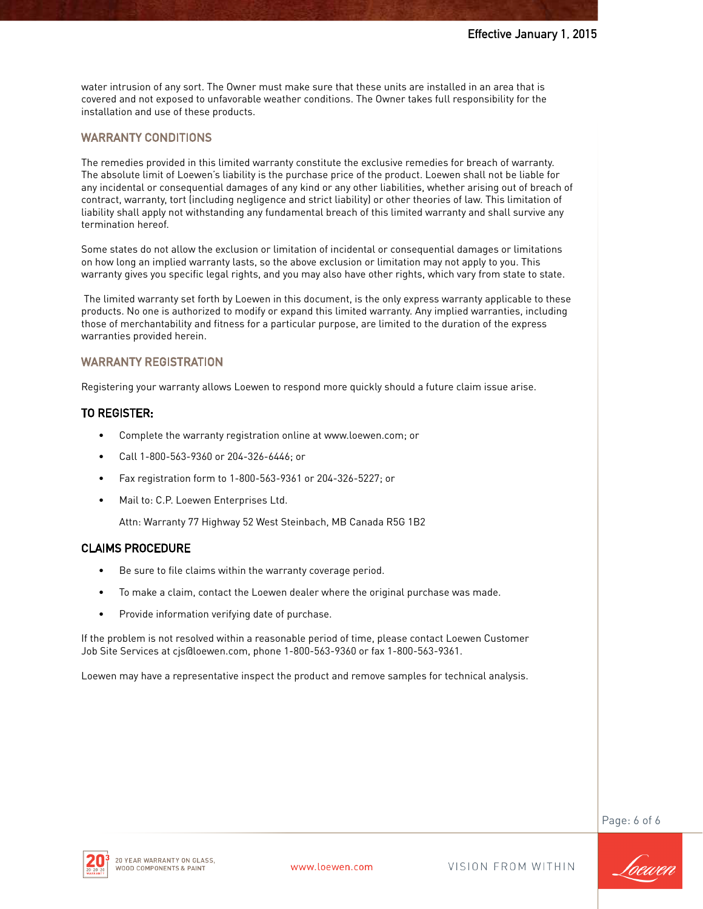water intrusion of any sort. The Owner must make sure that these units are installed in an area that is covered and not exposed to unfavorable weather conditions. The Owner takes full responsibility for the installation and use of these products.

## WARRANTY CONDITIONS

The remedies provided in this limited warranty constitute the exclusive remedies for breach of warranty. The absolute limit of Loewen's liability is the purchase price of the product. Loewen shall not be liable for any incidental or consequential damages of any kind or any other liabilities, whether arising out of breach of contract, warranty, tort (including negligence and strict liability) or other theories of law. This limitation of liability shall apply not withstanding any fundamental breach of this limited warranty and shall survive any termination hereof.

Some states do not allow the exclusion or limitation of incidental or consequential damages or limitations on how long an implied warranty lasts, so the above exclusion or limitation may not apply to you. This warranty gives you specific legal rights, and you may also have other rights, which vary from state to state.

The limited warranty set forth by Loewen in this document, is the only express warranty applicable to these products. No one is authorized to modify or expand this limited warranty. Any implied warranties, including those of merchantability and fitness for a particular purpose, are limited to the duration of the express warranties provided herein.

## WARRANTY REGISTRATION

Registering your warranty allows Loewen to respond more quickly should a future claim issue arise.

### TO REGISTER:

- Complete the warranty registration online at www.loewen.com; or
- Call 1-800-563-9360 or 204-326-6446; or
- Fax registration form to 1-800-563-9361 or 204-326-5227; or
- Mail to: C.P. Loewen Enterprises Ltd.

  Attn: Warranty 77 Highway 52 West Steinbach, MB Canada R5G 1B2

### CLAIMS PROCEDURE

- Be sure to file claims within the warranty coverage period.
- To make a claim, contact the Loewen dealer where the original purchase was made.
- Provide information verifying date of purchase.

If the problem is not resolved within a reasonable period of time, please contact Loewen Customer Job Site Services at cjs@loewen.com, phone 1-800-563-9360 or fax 1-800-563-9361.

Loewen may have a representative inspect the product and remove samples for technical analysis.